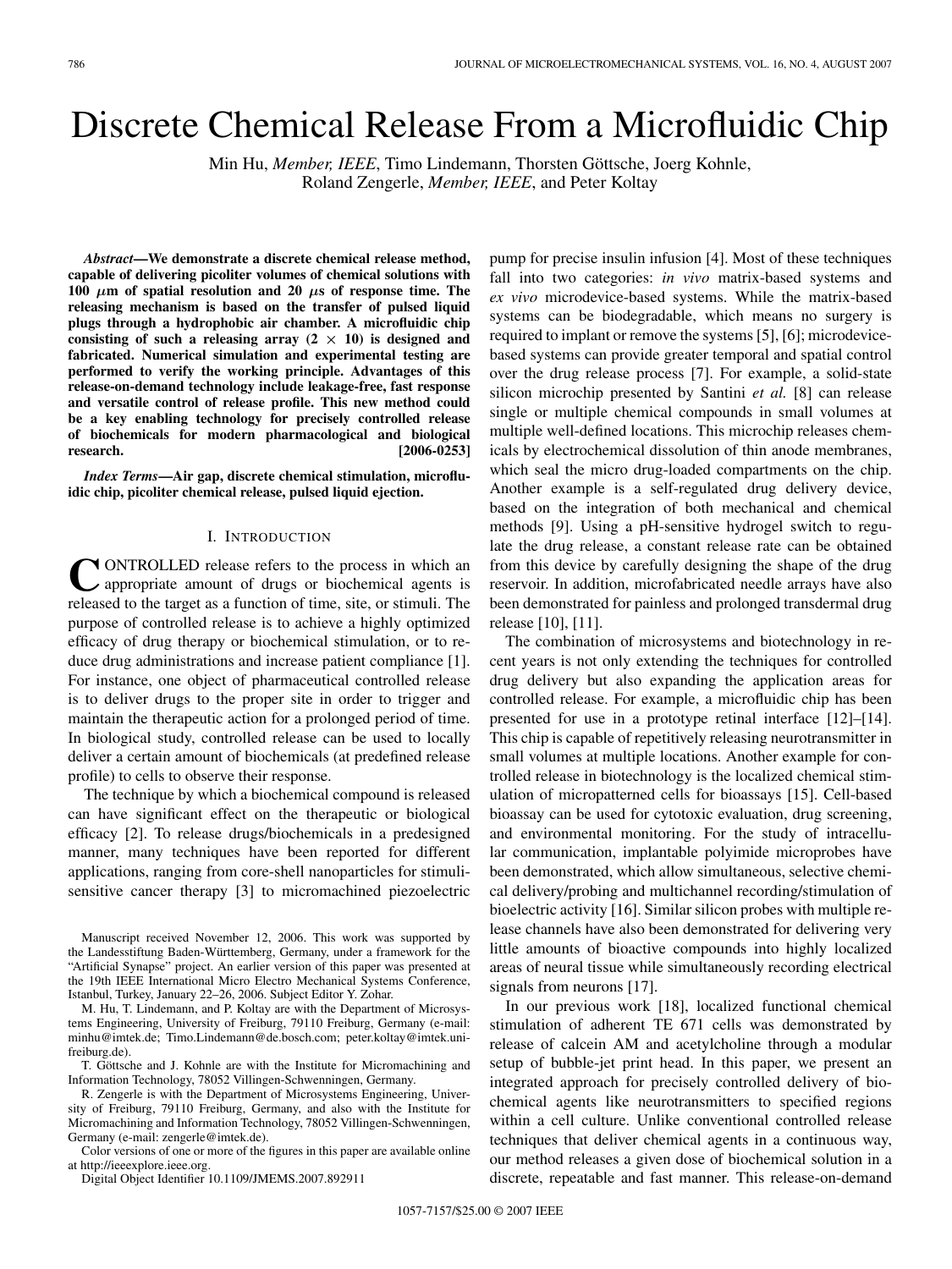# Discrete Chemical Release From a Microfluidic Chip

Min Hu, *Member, IEEE*, Timo Lindemann, Thorsten Göttsche, Joerg Kohnle, Roland Zengerle, *Member, IEEE*, and Peter Koltay

***Abstract*—We demonstrate a discrete chemical release method, capable of delivering picoliter volumes of chemical solutions with 100 $\mu$m of spatial resolution and 20 $\mu$s of response time. The releasing mechanism is based on the transfer of pulsed liquid plugs through a hydrophobic air chamber. A microfluidic chip consisting of such a releasing array (2 × 10) is designed and fabricated. Numerical simulation and experimental testing are performed to verify the working principle. Advantages of this release-on-demand technology include leakage-free, fast response and versatile control of release profile. This new method could be a key enabling technology for precisely controlled release of biochemicals for modern pharmacological and biological research. [2006-0253]**

***Index Terms*—Air gap, discrete chemical stimulation, microfluidic chip, picoliter chemical release, pulsed liquid ejection.**

## I. Introduction

CONTROLLED release refers to the process in which an appropriate amount of drugs or biochemical agents is released to the target as a function of time, site, or stimuli. The purpose of controlled release is to achieve a highly optimized efficacy of drug therapy or biochemical stimulation, or to reduce drug administrations and increase patient compliance [1]. For instance, one object of pharmaceutical controlled release is to deliver drugs to the proper site in order to trigger and maintain the therapeutic action for a prolonged period of time. In biological study, controlled release can be used to locally deliver a certain amount of biochemicals (at predefined release profile) to cells to observe their response.

The technique by which a biochemical compound is released can have significant effect on the therapeutic or biological efficacy [2]. To release drugs/biochemicals in a predesigned manner, many techniques have been reported for different applications, ranging from core-shell nanoparticles for stimuli-sensitive cancer therapy [3] to micromachined piezoelectric pump for precise insulin infusion [4]. Most of these techniques fall into two categories: *in vivo* matrix-based systems and *ex vivo* microdevice-based systems. While the matrix-based systems can be biodegradable, which means no surgery is required to implant or remove the systems [5], [6]; microdevice-based systems can provide greater temporal and spatial control over the drug release process [7]. For example, a solid-state silicon microchip presented by Santini *et al.* [8] can release single or multiple chemical compounds in small volumes at multiple well-defined locations. This microchip releases chemicals by electrochemical dissolution of thin anode membranes, which seal the micro drug-loaded compartments on the chip. Another example is a self-regulated drug delivery device, based on the integration of both mechanical and chemical methods [9]. Using a pH-sensitive hydrogel switch to regulate the drug release, a constant release rate can be obtained from this device by carefully designing the shape of the drug reservoir. In addition, microfabricated needle arrays have also been demonstrated for painless and prolonged transdermal drug release [10], [11].

The combination of microsystems and biotechnology in recent years is not only extending the techniques for controlled drug delivery but also expanding the application areas for controlled release. For example, a microfluidic chip has been presented for use in a prototype retinal interface [12]–[14]. This chip is capable of repetitively releasing neurotransmitter in small volumes at multiple locations. Another example for controlled release in biotechnology is the localized chemical stimulation of micropatterned cells for bioassays [15]. Cell-based bioassay can be used for cytotoxic evaluation, drug screening, and environmental monitoring. For the study of intracellular communication, implantable polyimide microprobes have been demonstrated, which allow simultaneous, selective chemical delivery/probing and multichannel recording/stimulation of bioelectric activity [16]. Similar silicon probes with multiple release channels have also been demonstrated for delivering very little amounts of bioactive compounds into highly localized areas of neural tissue while simultaneously recording electrical signals from neurons [17].

In our previous work [18], localized functional chemical stimulation of adherent TE 671 cells was demonstrated by release of calcein AM and acetylcholine through a modular setup of bubble-jet print head. In this paper, we present an integrated approach for precisely controlled delivery of biochemical agents like neurotransmitters to specified regions within a cell culture. Unlike conventional controlled release techniques that deliver chemical agents in a continuous way, our method releases a given dose of biochemical solution in a discrete, repeatable and fast manner. This release-on-demand

---

Manuscript received November 12, 2006. This work was supported by the Landesstiftung Baden-Württemberg, Germany, under a framework for the "Artificial Synapse" project. An earlier version of this paper was presented at the 19th IEEE International Micro Electro Mechanical Systems Conference, Istanbul, Turkey, January 22–26, 2006. Subject Editor Y. Zohar.

M. Hu, T. Lindemann, and P. Koltay are with the Department of Microsystems Engineering, University of Freiburg, 79110 Freiburg, Germany (e-mail: minhu@imtek.de; Timo.Lindemann@de.bosch.com; peter.koltay@imtek.uni-freiburg.de).

T. Göttsche and J. Kohnle are with the Institute for Micromachining and Information Technology, 78052 Villingen-Schwenningen, Germany.

R. Zengerle is with the Department of Microsystems Engineering, University of Freiburg, 79110 Freiburg, Germany, and also with the Institute for Micromachining and Information Technology, 78052 Villingen-Schwenningen, Germany (e-mail: zengerle@imtek.de).

Color versions of one or more of the figures in this paper are available online at http://ieeexplore.ieee.org.

Digital Object Identifier 10.1109/JMEMS.2007.892911

1057-7157/$25.00 © 2007 IEEE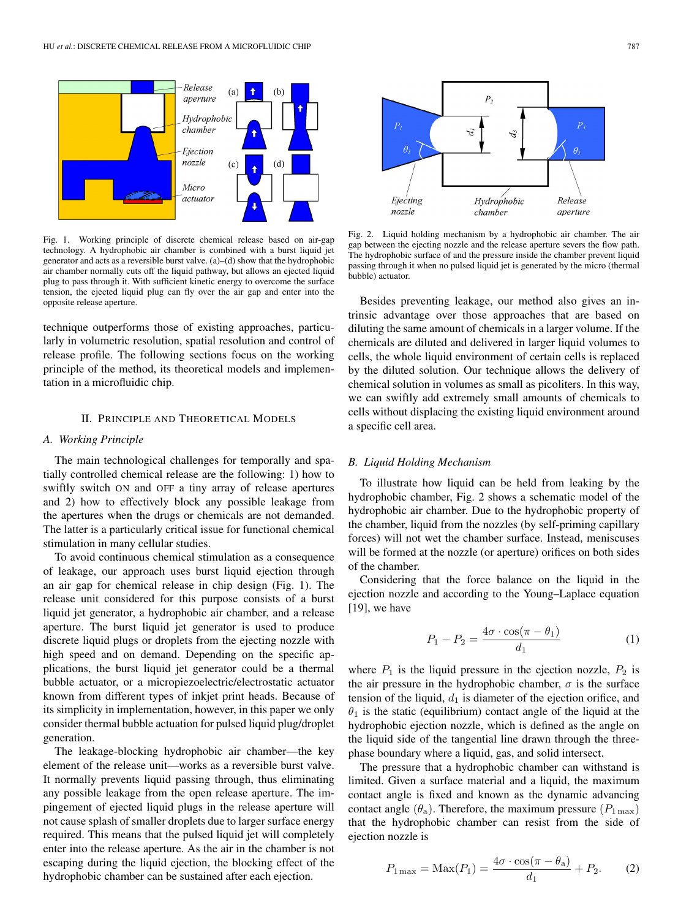Fig. 1. Working principle of discrete chemical release based on air-gap technology. A hydrophobic air chamber is combined with a burst liquid jet generator and acts as a reversible burst valve. (a)–(d) show that the hydrophobic air chamber normally cuts off the liquid pathway, but allows an ejected liquid plug to pass through it. With sufficient kinetic energy to overcome the surface tension, the ejected liquid plug can fly over the air gap and enter into the opposite release aperture.

technique outperforms those of existing approaches, particularly in volumetric resolution, spatial resolution and control of release profile. The following sections focus on the working principle of the method, its theoretical models and implementation in a microfluidic chip.

## II. Principle and Theoretical Models

### A. Working Principle

The main technological challenges for temporally and spatially controlled chemical release are the following: 1) how to swiftly switch ON and OFF a tiny array of release apertures and 2) how to effectively block any possible leakage from the apertures when the drugs or chemicals are not demanded. The latter is a particularly critical issue for functional chemical stimulation in many cellular studies.

To avoid continuous chemical stimulation as a consequence of leakage, our approach uses burst liquid ejection through an air gap for chemical release in chip design (Fig. 1). The release unit considered for this purpose consists of a burst liquid jet generator, a hydrophobic air chamber, and a release aperture. The burst liquid jet generator is used to produce discrete liquid plugs or droplets from the ejecting nozzle with high speed and on demand. Depending on the specific applications, the burst liquid jet generator could be a thermal bubble actuator, or a micropiezoelectric/electrostatic actuator known from different types of inkjet print heads. Because of its simplicity in implementation, however, in this paper we only consider thermal bubble actuation for pulsed liquid plug/droplet generation.

The leakage-blocking hydrophobic air chamber—the key element of the release unit—works as a reversible burst valve. It normally prevents liquid passing through, thus eliminating any possible leakage from the open release aperture. The impingement of ejected liquid plugs in the release aperture will not cause splash of smaller droplets due to larger surface energy required. This means that the pulsed liquid jet will completely enter into the release aperture. As the air in the chamber is not escaping during the liquid ejection, the blocking effect of the hydrophobic chamber can be sustained after each ejection.

Fig. 2. Liquid holding mechanism by a hydrophobic air chamber. The air gap between the ejecting nozzle and the release aperture severs the flow path. The hydrophobic surface of and the pressure inside the chamber prevent liquid passing through it when no pulsed liquid jet is generated by the micro (thermal bubble) actuator.

Besides preventing leakage, our method also gives an intrinsic advantage over those approaches that are based on diluting the same amount of chemicals in a larger volume. If the chemicals are diluted and delivered in larger liquid volumes to cells, the whole liquid environment of certain cells is replaced by the diluted solution. Our technique allows the delivery of chemical solution in volumes as small as picoliters. In this way, we can swiftly add extremely small amounts of chemicals to cells without displacing the existing liquid environment around a specific cell area.

### B. Liquid Holding Mechanism

To illustrate how liquid can be held from leaking by the hydrophobic chamber, Fig. 2 shows a schematic model of the hydrophobic air chamber. Due to the hydrophobic property of the chamber, liquid from the nozzles (by self-priming capillary forces) will not wet the chamber surface. Instead, meniscuses will be formed at the nozzle (or aperture) orifices on both sides of the chamber.

Considering that the force balance on the liquid in the ejection nozzle and according to the Young–Laplace equation [19], we have

$$P_1 - P_2 = \frac{4\sigma \cdot \cos(\pi - \theta_1)}{d_1} \tag{1}$$

where $P_1$ is the liquid pressure in the ejection nozzle, $P_2$ is the air pressure in the hydrophobic chamber, $\sigma$ is the surface tension of the liquid, $d_1$ is diameter of the ejection orifice, and $\theta_1$ is the static (equilibrium) contact angle of the liquid at the hydrophobic ejection nozzle, which is defined as the angle on the liquid side of the tangential line drawn through the three-phase boundary where a liquid, gas, and solid intersect.

The pressure that a hydrophobic chamber can withstand is limited. Given a surface material and a liquid, the maximum contact angle is fixed and known as the dynamic advancing contact angle ($\theta_a$). Therefore, the maximum pressure ($P_{1\,\max}$) that the hydrophobic chamber can resist from the side of ejection nozzle is

$$P_{1\,\max} = \mathrm{Max}(P_1) = \frac{4\sigma \cdot \cos(\pi - \theta_a)}{d_1} + P_2. \tag{2}$$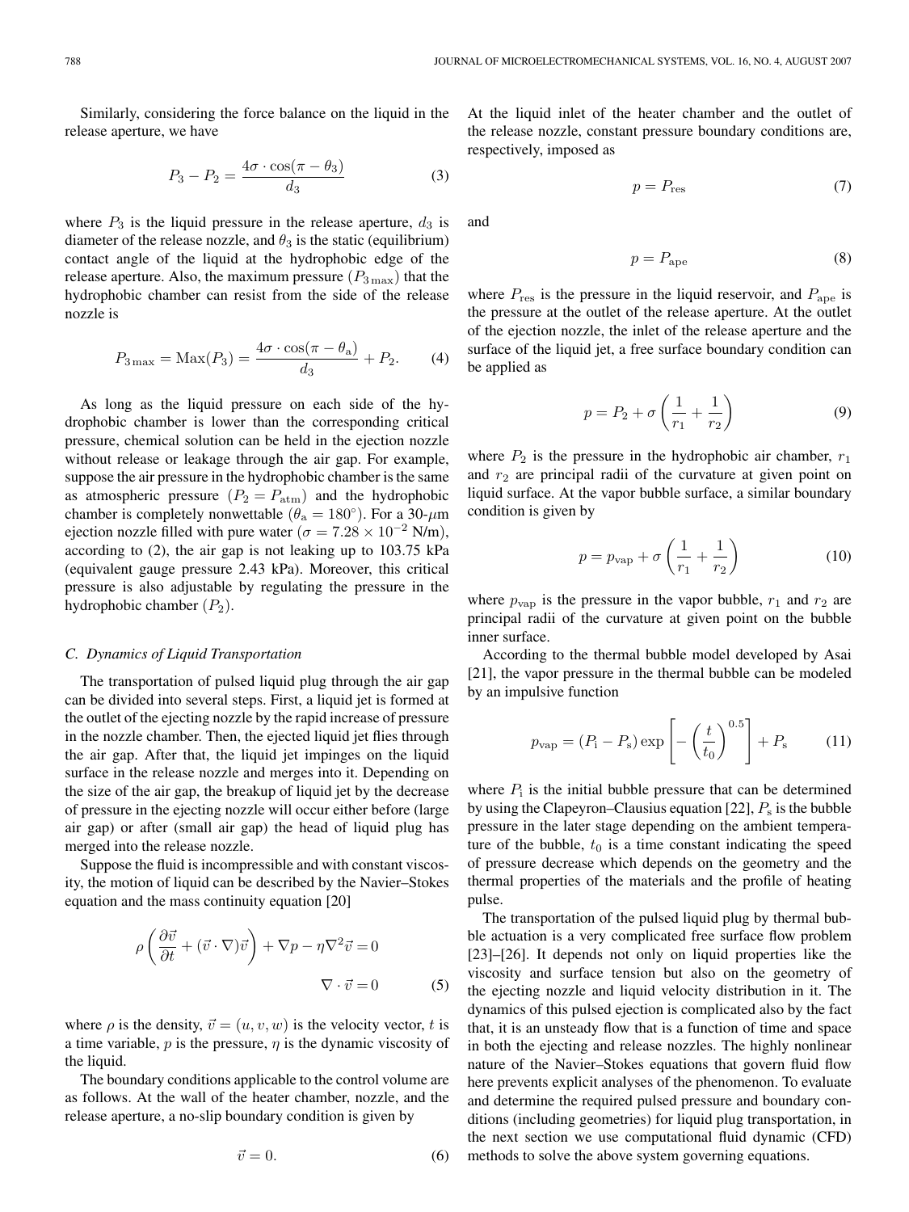Similarly, considering the force balance on the liquid in the release aperture, we have

$$P_3 - P_2 = \frac{4\sigma \cdot \cos(\pi - \theta_3)}{d_3} \tag{3}$$

where $P_3$ is the liquid pressure in the release aperture, $d_3$ is diameter of the release nozzle, and $\theta_3$ is the static (equilibrium) contact angle of the liquid at the hydrophobic edge of the release aperture. Also, the maximum pressure ($P_{3\,\max}$) that the hydrophobic chamber can resist from the side of the release nozzle is

$$P_{3\,\max} = \text{Max}(P_3) = \frac{4\sigma \cdot \cos(\pi - \theta_{\text{a}})}{d_3} + P_2. \tag{4}$$

As long as the liquid pressure on each side of the hydrophobic chamber is lower than the corresponding critical pressure, chemical solution can be held in the ejection nozzle without release or leakage through the air gap. For example, suppose the air pressure in the hydrophobic chamber is the same as atmospheric pressure ($P_2 = P_{\text{atm}}$) and the hydrophobic chamber is completely nonwettable ($\theta_{\text{a}} = 180^\circ$). For a 30-$\mu$m ejection nozzle filled with pure water ($\sigma = 7.28 \times 10^{-2}$ N/m), according to (2), the air gap is not leaking up to 103.75 kPa (equivalent gauge pressure 2.43 kPa). Moreover, this critical pressure is also adjustable by regulating the pressure in the hydrophobic chamber ($P_2$).

### C. Dynamics of Liquid Transportation

The transportation of pulsed liquid plug through the air gap can be divided into several steps. First, a liquid jet is formed at the outlet of the ejecting nozzle by the rapid increase of pressure in the nozzle chamber. Then, the ejected liquid jet flies through the air gap. After that, the liquid jet impinges on the liquid surface in the release nozzle and merges into it. Depending on the size of the air gap, the breakup of liquid jet by the decrease of pressure in the ejecting nozzle will occur either before (large air gap) or after (small air gap) the head of liquid plug has merged into the release nozzle.

Suppose the fluid is incompressible and with constant viscosity, the motion of liquid can be described by the Navier–Stokes equation and the mass continuity equation [20]

$$\rho\left(\frac{\partial \vec{v}}{\partial t} + (\vec{v}\cdot\nabla)\vec{v}\right) + \nabla p - \eta\nabla^2\vec{v} = 0$$
$$\nabla \cdot \vec{v} = 0 \tag{5}$$

where $\rho$ is the density, $\vec{v} = (u, v, w)$ is the velocity vector, $t$ is a time variable, $p$ is the pressure, $\eta$ is the dynamic viscosity of the liquid.

The boundary conditions applicable to the control volume are as follows. At the wall of the heater chamber, nozzle, and the release aperture, a no-slip boundary condition is given by

$$\vec{v} = 0. \tag{6}$$

At the liquid inlet of the heater chamber and the outlet of the release nozzle, constant pressure boundary conditions are, respectively, imposed as

$$p = P_{\text{res}} \tag{7}$$

and

$$p = P_{\text{ape}} \tag{8}$$

where $P_{\text{res}}$ is the pressure in the liquid reservoir, and $P_{\text{ape}}$ is the pressure at the outlet of the release aperture. At the outlet of the ejection nozzle, the inlet of the release aperture and the surface of the liquid jet, a free surface boundary condition can be applied as

$$p = P_2 + \sigma\left(\frac{1}{r_1} + \frac{1}{r_2}\right) \tag{9}$$

where $P_2$ is the pressure in the hydrophobic air chamber, $r_1$ and $r_2$ are principal radii of the curvature at given point on liquid surface. At the vapor bubble surface, a similar boundary condition is given by

$$p = p_{\text{vap}} + \sigma\left(\frac{1}{r_1} + \frac{1}{r_2}\right) \tag{10}$$

where $p_{\text{vap}}$ is the pressure in the vapor bubble, $r_1$ and $r_2$ are principal radii of the curvature at given point on the bubble inner surface.

According to the thermal bubble model developed by Asai [21], the vapor pressure in the thermal bubble can be modeled by an impulsive function

$$p_{\text{vap}} = (P_{\text{i}} - P_{\text{s}})\exp\left[-\left(\frac{t}{t_0}\right)^{0.5}\right] + P_{\text{s}} \tag{11}$$

where $P_{\text{i}}$ is the initial bubble pressure that can be determined by using the Clapeyron–Clausius equation [22], $P_{\text{s}}$ is the bubble pressure in the later stage depending on the ambient temperature of the bubble, $t_0$ is a time constant indicating the speed of pressure decrease which depends on the geometry and the thermal properties of the materials and the profile of heating pulse.

The transportation of the pulsed liquid plug by thermal bubble actuation is a very complicated free surface flow problem [23]–[26]. It depends not only on liquid properties like the viscosity and surface tension but also on the geometry of the ejecting nozzle and liquid velocity distribution in it. The dynamics of this pulsed ejection is complicated also by the fact that, it is an unsteady flow that is a function of time and space in both the ejecting and release nozzles. The highly nonlinear nature of the Navier–Stokes equations that govern fluid flow here prevents explicit analyses of the phenomenon. To evaluate and determine the required pulsed pressure and boundary conditions (including geometries) for liquid plug transportation, in the next section we use computational fluid dynamic (CFD) methods to solve the above system governing equations.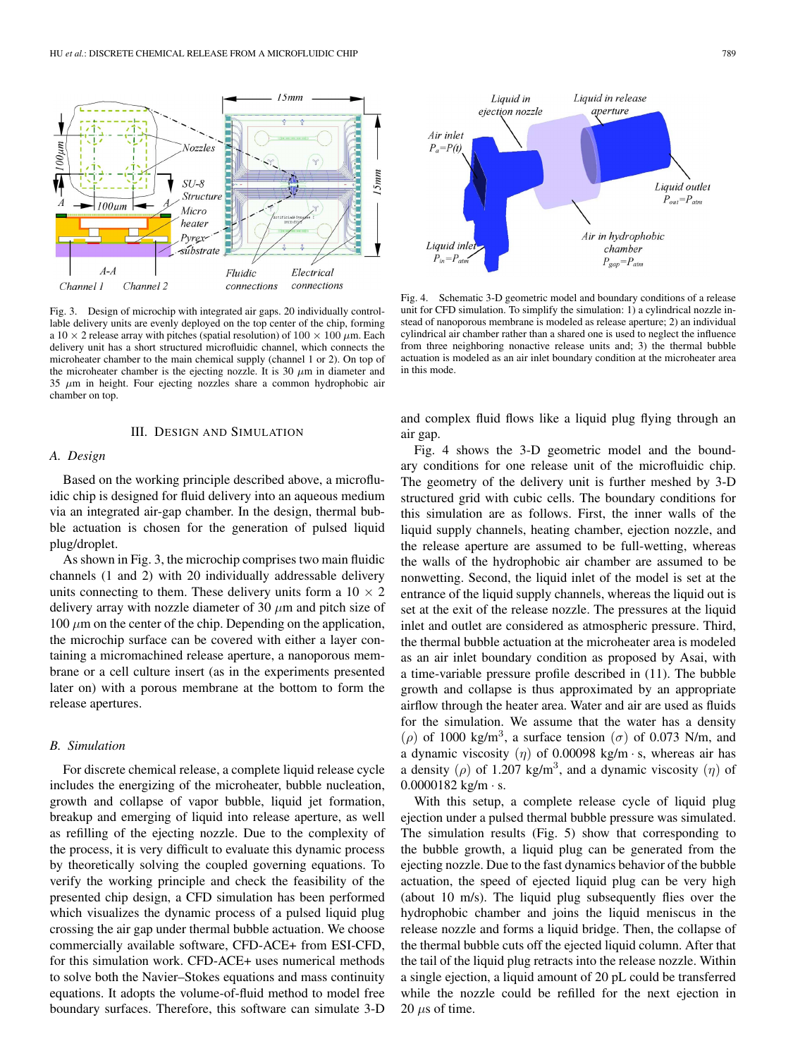Fig. 3. Design of microchip with integrated air gaps. 20 individually controllable delivery units are evenly deployed on the top center of the chip, forming a $10 \times 2$ release array with pitches (spatial resolution) of $100 \times 100$ $\mu$m. Each delivery unit has a short structured microfluidic channel, which connects the microheater chamber to the main chemical supply (channel 1 or 2). On top of the microheater chamber is the ejecting nozzle. It is 30 $\mu$m in diameter and 35 $\mu$m in height. Four ejecting nozzles share a common hydrophobic air chamber on top.

Fig. 4. Schematic 3-D geometric model and boundary conditions of a release unit for CFD simulation. To simplify the simulation: 1) a cylindrical nozzle instead of nanoporous membrane is modeled as release aperture; 2) an individual cylindrical air chamber rather than a shared one is used to neglect the influence from three neighboring nonactive release units and; 3) the thermal bubble actuation is modeled as an air inlet boundary condition at the microheater area in this mode.

## III. Design and Simulation

### A. Design

Based on the working principle described above, a microfluidic chip is designed for fluid delivery into an aqueous medium via an integrated air-gap chamber. In the design, thermal bubble actuation is chosen for the generation of pulsed liquid plug/droplet.

As shown in Fig. 3, the microchip comprises two main fluidic channels (1 and 2) with 20 individually addressable delivery units connecting to them. These delivery units form a $10 \times 2$ delivery array with nozzle diameter of 30 $\mu$m and pitch size of 100 $\mu$m on the center of the chip. Depending on the application, the microchip surface can be covered with either a layer containing a micromachined release aperture, a nanoporous membrane or a cell culture insert (as in the experiments presented later on) with a porous membrane at the bottom to form the release apertures.

### B. Simulation

For discrete chemical release, a complete liquid release cycle includes the energizing of the microheater, bubble nucleation, growth and collapse of vapor bubble, liquid jet formation, breakup and emerging of liquid into release aperture, as well as refilling of the ejecting nozzle. Due to the complexity of the process, it is very difficult to evaluate this dynamic process by theoretically solving the coupled governing equations. To verify the working principle and check the feasibility of the presented chip design, a CFD simulation has been performed which visualizes the dynamic process of a pulsed liquid plug crossing the air gap under thermal bubble actuation. We choose commercially available software, CFD-ACE+ from ESI-CFD, for this simulation work. CFD-ACE+ uses numerical methods to solve both the Navier–Stokes equations and mass continuity equations. It adopts the volume-of-fluid method to model free boundary surfaces. Therefore, this software can simulate 3-D and complex fluid flows like a liquid plug flying through an air gap.

Fig. 4 shows the 3-D geometric model and the boundary conditions for one release unit of the microfluidic chip. The geometry of the delivery unit is further meshed by 3-D structured grid with cubic cells. The boundary conditions for this simulation are as follows. First, the inner walls of the liquid supply channels, heating chamber, ejection nozzle, and the release aperture are assumed to be full-wetting, whereas the walls of the hydrophobic air chamber are assumed to be nonwetting. Second, the liquid inlet of the model is set at the entrance of the liquid supply channels, whereas the liquid out is set at the exit of the release nozzle. The pressures at the liquid inlet and outlet are considered as atmospheric pressure. Third, the thermal bubble actuation at the microheater area is modeled as an air inlet boundary condition as proposed by Asai, with a time-variable pressure profile described in (11). The bubble growth and collapse is thus approximated by an appropriate airflow through the heater area. Water and air are used as fluids for the simulation. We assume that the water has a density ($\rho$) of 1000 kg/m$^3$, a surface tension ($\sigma$) of 0.073 N/m, and a dynamic viscosity ($\eta$) of 0.00098 kg/m $\cdot$ s, whereas air has a density ($\rho$) of 1.207 kg/m$^3$, and a dynamic viscosity ($\eta$) of 0.0000182 kg/m $\cdot$ s.

With this setup, a complete release cycle of liquid plug ejection under a pulsed thermal bubble pressure was simulated. The simulation results (Fig. 5) show that corresponding to the bubble growth, a liquid plug can be generated from the ejecting nozzle. Due to the fast dynamics behavior of the bubble actuation, the speed of ejected liquid plug can be very high (about 10 m/s). The liquid plug subsequently flies over the hydrophobic chamber and joins the liquid meniscus in the release nozzle and forms a liquid bridge. Then, the collapse of the thermal bubble cuts off the ejected liquid column. After that the tail of the liquid plug retracts into the release nozzle. Within a single ejection, a liquid amount of 20 pL could be transferred while the nozzle could be refilled for the next ejection in 20 $\mu$s of time.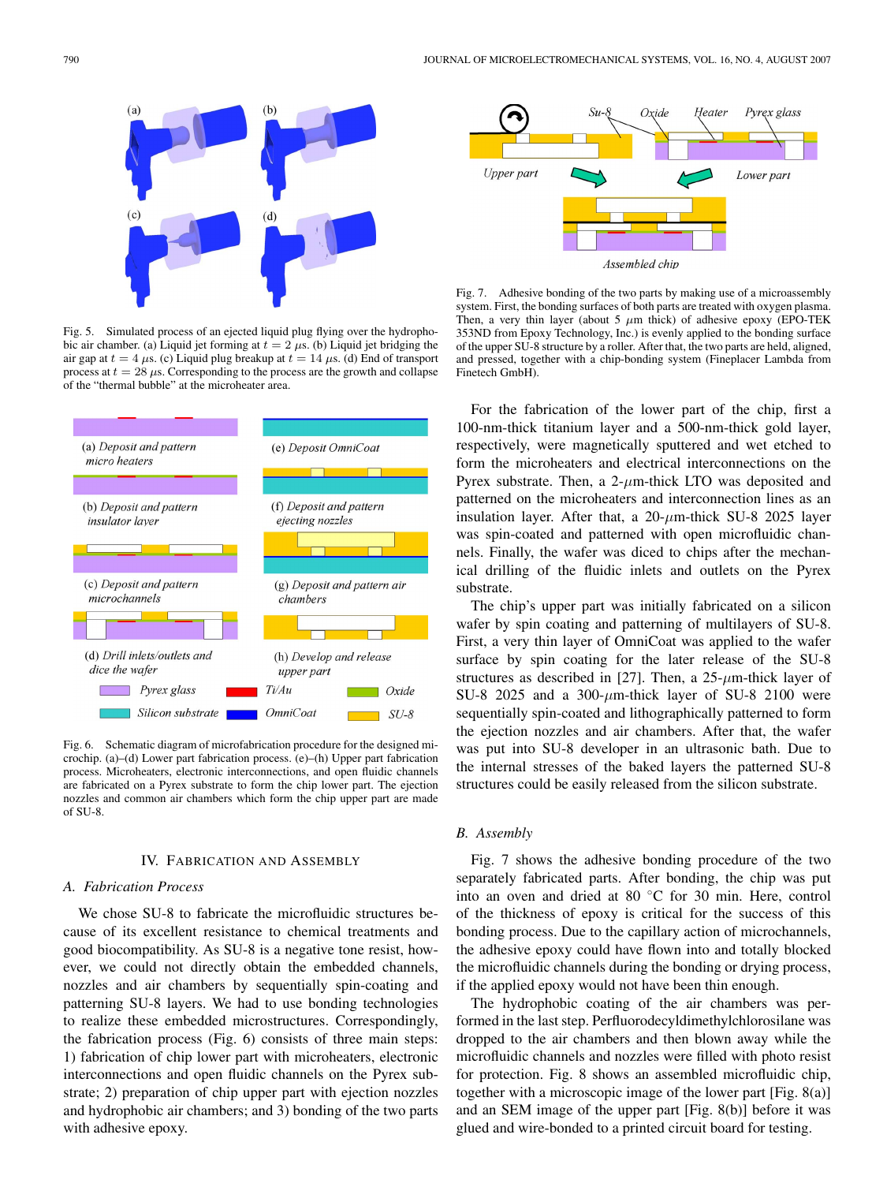Fig. 5. Simulated process of an ejected liquid plug flying over the hydrophobic air chamber. (a) Liquid jet forming at $t = 2\ \mu s$. (b) Liquid jet bridging the air gap at $t = 4\ \mu s$. (c) Liquid plug breakup at $t = 14\ \mu s$. (d) End of transport process at $t = 28\ \mu s$. Corresponding to the process are the growth and collapse of the "thermal bubble" at the microheater area.

Fig. 6. Schematic diagram of microfabrication procedure for the designed microchip. (a)–(d) Lower part fabrication process. (e)–(h) Upper part fabrication process. Microheaters, electronic interconnections, and open fluidic channels are fabricated on a Pyrex substrate to form the chip lower part. The ejection nozzles and common air chambers which form the chip upper part are made of SU-8.

## IV. Fabrication and Assembly

### A. Fabrication Process

We chose SU-8 to fabricate the microfluidic structures because of its excellent resistance to chemical treatments and good biocompatibility. As SU-8 is a negative tone resist, however, we could not directly obtain the embedded channels, nozzles and air chambers by sequentially spin-coating and patterning SU-8 layers. We had to use bonding technologies to realize these embedded microstructures. Correspondingly, the fabrication process (Fig. 6) consists of three main steps: 1) fabrication of chip lower part with microheaters, electronic interconnections and open fluidic channels on the Pyrex substrate; 2) preparation of chip upper part with ejection nozzles and hydrophobic air chambers; and 3) bonding of the two parts with adhesive epoxy.

Fig. 7. Adhesive bonding of the two parts by making use of a microassembly system. First, the bonding surfaces of both parts are treated with oxygen plasma. Then, a very thin layer (about $5\ \mu m$ thick) of adhesive epoxy (EPO-TEK 353ND from Epoxy Technology, Inc.) is evenly applied to the bonding surface of the upper SU-8 structure by a roller. After that, the two parts are held, aligned, and pressed, together with a chip-bonding system (Fineplacer Lambda from Finetech GmbH).

For the fabrication of the lower part of the chip, first a 100-nm-thick titanium layer and a 500-nm-thick gold layer, respectively, were magnetically sputtered and wet etched to form the microheaters and electrical interconnections on the Pyrex substrate. Then, a $2$-$\mu m$-thick LTO was deposited and patterned on the microheaters and interconnection lines as an insulation layer. After that, a $20$-$\mu m$-thick SU-8 2025 layer was spin-coated and patterned with open microfluidic channels. Finally, the wafer was diced to chips after the mechanical drilling of the fluidic inlets and outlets on the Pyrex substrate.

The chip's upper part was initially fabricated on a silicon wafer by spin coating and patterning of multilayers of SU-8. First, a very thin layer of OmniCoat was applied to the wafer surface by spin coating for the later release of the SU-8 structures as described in [27]. Then, a $25$-$\mu m$-thick layer of SU-8 2025 and a $300$-$\mu m$-thick layer of SU-8 2100 were sequentially spin-coated and lithographically patterned to form the ejection nozzles and air chambers. After that, the wafer was put into SU-8 developer in an ultrasonic bath. Due to the internal stresses of the baked layers the patterned SU-8 structures could be easily released from the silicon substrate.

### B. Assembly

Fig. 7 shows the adhesive bonding procedure of the two separately fabricated parts. After bonding, the chip was put into an oven and dried at 80 °C for 30 min. Here, control of the thickness of epoxy is critical for the success of this bonding process. Due to the capillary action of microchannels, the adhesive epoxy could have flown into and totally blocked the microfluidic channels during the bonding or drying process, if the applied epoxy would not have been thin enough.

The hydrophobic coating of the air chambers was performed in the last step. Perfluorodecyldimethylchlorosilane was dropped to the air chambers and then blown away while the microfluidic channels and nozzles were filled with photo resist for protection. Fig. 8 shows an assembled microfluidic chip, together with a microscopic image of the lower part [Fig. 8(a)] and an SEM image of the upper part [Fig. 8(b)] before it was glued and wire-bonded to a printed circuit board for testing.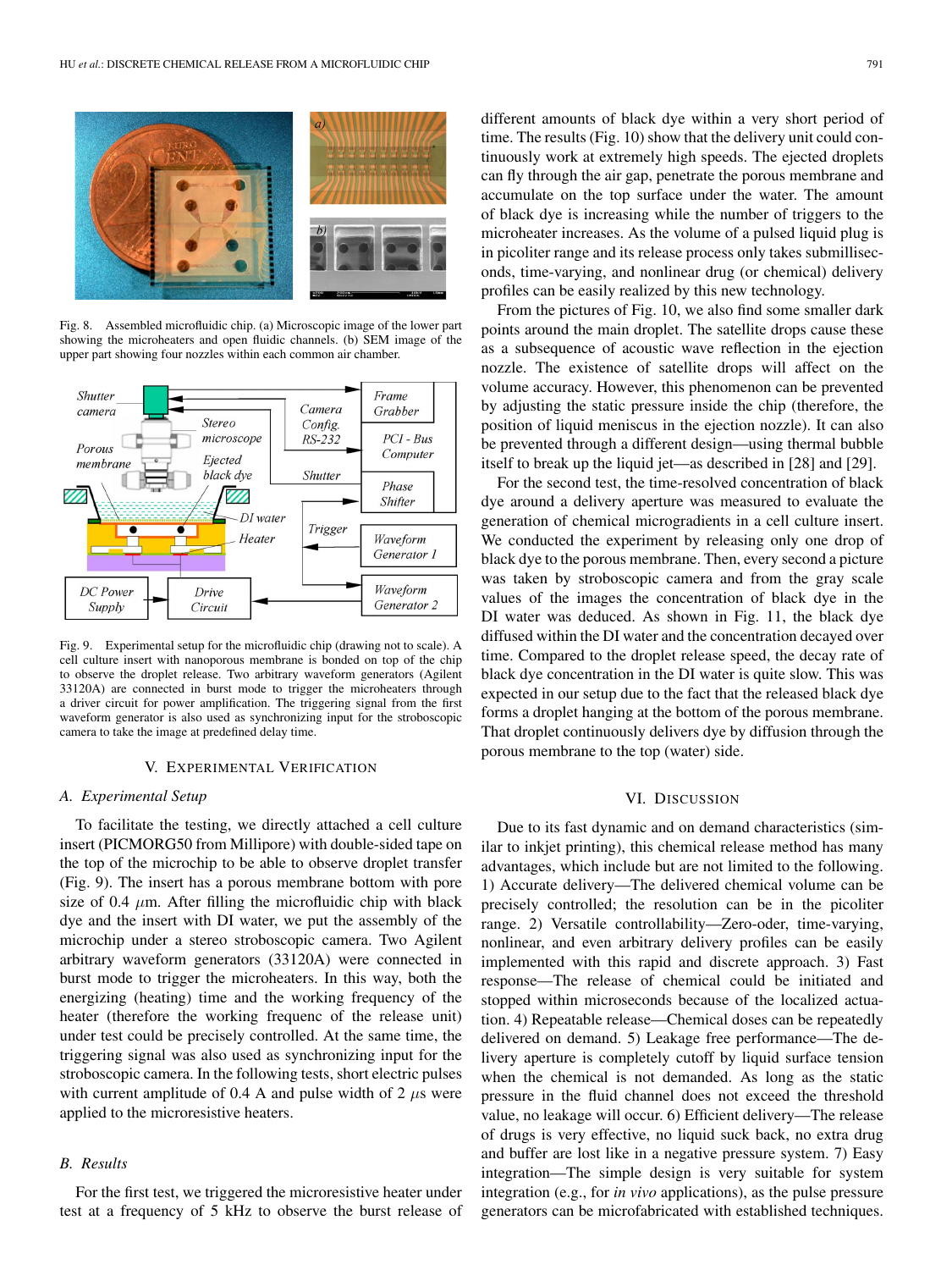Fig. 8. Assembled microfluidic chip. (a) Microscopic image of the lower part showing the microheaters and open fluidic channels. (b) SEM image of the upper part showing four nozzles within each common air chamber.

Fig. 9. Experimental setup for the microfluidic chip (drawing not to scale). A cell culture insert with nanoporous membrane is bonded on top of the chip to observe the droplet release. Two arbitrary waveform generators (Agilent 33120A) are connected in burst mode to trigger the microheaters through a driver circuit for power amplification. The triggering signal from the first waveform generator is also used as synchronizing input for the stroboscopic camera to take the image at predefined delay time.

## V. Experimental Verification

### A. Experimental Setup

To facilitate the testing, we directly attached a cell culture insert (PICMORG50 from Millipore) with double-sided tape on the top of the microchip to be able to observe droplet transfer (Fig. 9). The insert has a porous membrane bottom with pore size of 0.4 $\mu$m. After filling the microfluidic chip with black dye and the insert with DI water, we put the assembly of the microchip under a stereo stroboscopic camera. Two Agilent arbitrary waveform generators (33120A) were connected in burst mode to trigger the microheaters. In this way, both the energizing (heating) time and the working frequency of the heater (therefore the working frequenc of the release unit) under test could be precisely controlled. At the same time, the triggering signal was also used as synchronizing input for the stroboscopic camera. In the following tests, short electric pulses with current amplitude of 0.4 A and pulse width of 2 $\mu$s were applied to the microresistive heaters.

### B. Results

For the first test, we triggered the microresistive heater under test at a frequency of 5 kHz to observe the burst release of different amounts of black dye within a very short period of time. The results (Fig. 10) show that the delivery unit could continuously work at extremely high speeds. The ejected droplets can fly through the air gap, penetrate the porous membrane and accumulate on the top surface under the water. The amount of black dye is increasing while the number of triggers to the microheater increases. As the volume of a pulsed liquid plug is in picoliter range and its release process only takes submilliseconds, time-varying, and nonlinear drug (or chemical) delivery profiles can be easily realized by this new technology.

From the pictures of Fig. 10, we also find some smaller dark points around the main droplet. The satellite drops cause these as a subsequence of acoustic wave reflection in the ejection nozzle. The existence of satellite drops will affect on the volume accuracy. However, this phenomenon can be prevented by adjusting the static pressure inside the chip (therefore, the position of liquid meniscus in the ejection nozzle). It can also be prevented through a different design—using thermal bubble itself to break up the liquid jet—as described in [28] and [29].

For the second test, the time-resolved concentration of black dye around a delivery aperture was measured to evaluate the generation of chemical microgradients in a cell culture insert. We conducted the experiment by releasing only one drop of black dye to the porous membrane. Then, every second a picture was taken by stroboscopic camera and from the gray scale values of the images the concentration of black dye in the DI water was deduced. As shown in Fig. 11, the black dye diffused within the DI water and the concentration decayed over time. Compared to the droplet release speed, the decay rate of black dye concentration in the DI water is quite slow. This was expected in our setup due to the fact that the released black dye forms a droplet hanging at the bottom of the porous membrane. That droplet continuously delivers dye by diffusion through the porous membrane to the top (water) side.

## VI. Discussion

Due to its fast dynamic and on demand characteristics (similar to inkjet printing), this chemical release method has many advantages, which include but are not limited to the following. 1) Accurate delivery—The delivered chemical volume can be precisely controlled; the resolution can be in the picoliter range. 2) Versatile controllability—Zero-oder, time-varying, nonlinear, and even arbitrary delivery profiles can be easily implemented with this rapid and discrete approach. 3) Fast response—The release of chemical could be initiated and stopped within microseconds because of the localized actuation. 4) Repeatable release—Chemical doses can be repeatedly delivered on demand. 5) Leakage free performance—The delivery aperture is completely cutoff by liquid surface tension when the chemical is not demanded. As long as the static pressure in the fluid channel does not exceed the threshold value, no leakage will occur. 6) Efficient delivery—The release of drugs is very effective, no liquid suck back, no extra drug and buffer are lost like in a negative pressure system. 7) Easy integration—The simple design is very suitable for system integration (e.g., for *in vivo* applications), as the pulse pressure generators can be microfabricated with established techniques.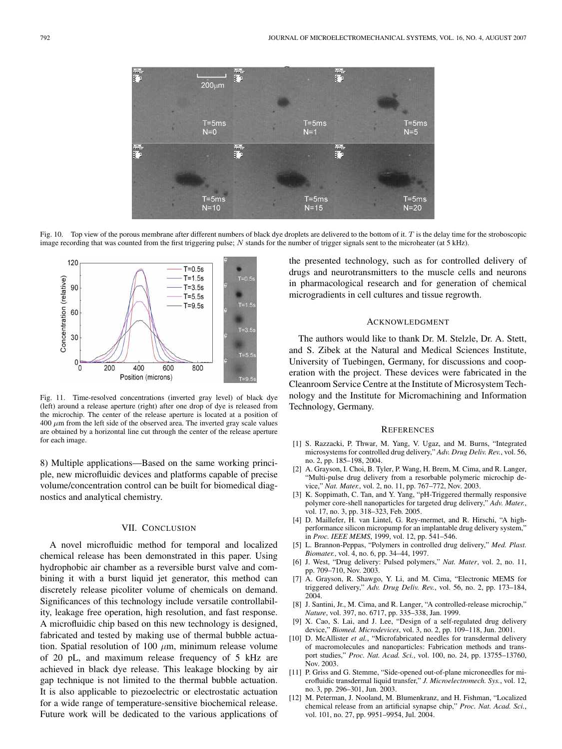Fig. 10. Top view of the porous membrane after different numbers of black dye droplets are delivered to the bottom of it. $T$ is the delay time for the stroboscopic image recording that was counted from the first triggering pulse; $N$ stands for the number of trigger signals sent to the microheater (at 5 kHz).

Fig. 11. Time-resolved concentrations (inverted gray level) of black dye (left) around a release aperture (right) after one drop of dye is released from the microchip. The center of the release aperture is located at a position of 400 $\mu$m from the left side of the observed area. The inverted gray scale values are obtained by a horizontal line cut through the center of the release aperture for each image.

8) Multiple applications—Based on the same working principle, new microfluidic devices and platforms capable of precise volume/concentration control can be built for biomedical diagnostics and analytical chemistry.

## VII. Conclusion

A novel microfluidic method for temporal and localized chemical release has been demonstrated in this paper. Using hydrophobic air chamber as a reversible burst valve and combining it with a burst liquid jet generator, this method can discretely release picoliter volume of chemicals on demand. Significances of this technology include versatile controllability, leakage free operation, high resolution, and fast response. A microfluidic chip based on this new technology is designed, fabricated and tested by making use of thermal bubble actuation. Spatial resolution of 100 $\mu$m, minimum release volume of 20 pL, and maximum release frequency of 5 kHz are achieved in black dye release. This leakage blocking by air gap technique is not limited to the thermal bubble actuation. It is also applicable to piezoelectric or electrostatic actuation for a wide range of temperature-sensitive biochemical release. Future work will be dedicated to the various applications of the presented technology, such as for controlled delivery of drugs and neurotransmitters to the muscle cells and neurons in pharmacological research and for generation of chemical microgradients in cell cultures and tissue regrowth.

## Acknowledgment

The authors would like to thank Dr. M. Stelzle, Dr. A. Stett, and S. Zibek at the Natural and Medical Sciences Institute, University of Tuebingen, Germany, for discussions and cooperation with the project. These devices were fabricated in the Cleanroom Service Centre at the Institute of Microsystem Technology and the Institute for Micromachining and Information Technology, Germany.

## References

[1] S. Razzacki, P. Thwar, M. Yang, V. Ugaz, and M. Burns, "Integrated microsystems for controlled drug delivery," *Adv. Drug Deliv. Rev.*, vol. 56, no. 2, pp. 185–198, 2004.

[2] A. Grayson, I. Choi, B. Tyler, P. Wang, H. Brem, M. Cima, and R. Langer, "Multi-pulse drug delivery from a resorbable polymeric microchip device," *Nat. Mater.*, vol. 2, no. 11, pp. 767–772, Nov. 2003.

[3] K. Soppimath, C. Tan, and Y. Yang, "pH-Triggered thermally responsive polymer core-shell nanoparticles for targeted drug delivery," *Adv. Mater.*, vol. 17, no. 3, pp. 318–323, Feb. 2005.

[4] D. Maillefer, H. van Lintel, G. Rey-mermet, and R. Hirschi, "A high-performance silicon micropump for an implantable drug delivery system," in *Proc. IEEE MEMS*, 1999, vol. 12, pp. 541–546.

[5] L. Brannon-Peppas, "Polymers in controlled drug delivery," *Med. Plast. Biomater.*, vol. 4, no. 6, pp. 34–44, 1997.

[6] J. West, "Drug delivery: Pulsed polymers," *Nat. Mater*, vol. 2, no. 11, pp. 709–710, Nov. 2003.

[7] A. Grayson, R. Shawgo, Y. Li, and M. Cima, "Electronic MEMS for triggered delivery," *Adv. Drug Deliv. Rev.*, vol. 56, no. 2, pp. 173–184, 2004.

[8] J. Santini, Jr., M. Cima, and R. Langer, "A controlled-release microchip," *Nature*, vol. 397, no. 6717, pp. 335–338, Jan. 1999.

[9] X. Cao, S. Lai, and J. Lee, "Design of a self-regulated drug delivery device," *Biomed. Microdevices*, vol. 3, no. 2, pp. 109–118, Jun. 2001.

[10] D. McAllister *et al.*, "Microfabricated needles for transdermal delivery of macromolecules and nanoparticles: Fabrication methods and transport studies," *Proc. Nat. Acad. Sci.*, vol. 100, no. 24, pp. 13755–13760, Nov. 2003.

[11] P. Griss and G. Stemme, "Side-opened out-of-plane microneedles for microfluidic transdermal liquid transfer," *J. Microelectromech. Sys.*, vol. 12, no. 3, pp. 296–301, Jun. 2003.

[12] M. Peterman, J. Nooland, M. Blumenkranz, and H. Fishman, "Localized chemical release from an artificial synapse chip," *Proc. Nat. Acad. Sci.*, vol. 101, no. 27, pp. 9951–9954, Jul. 2004.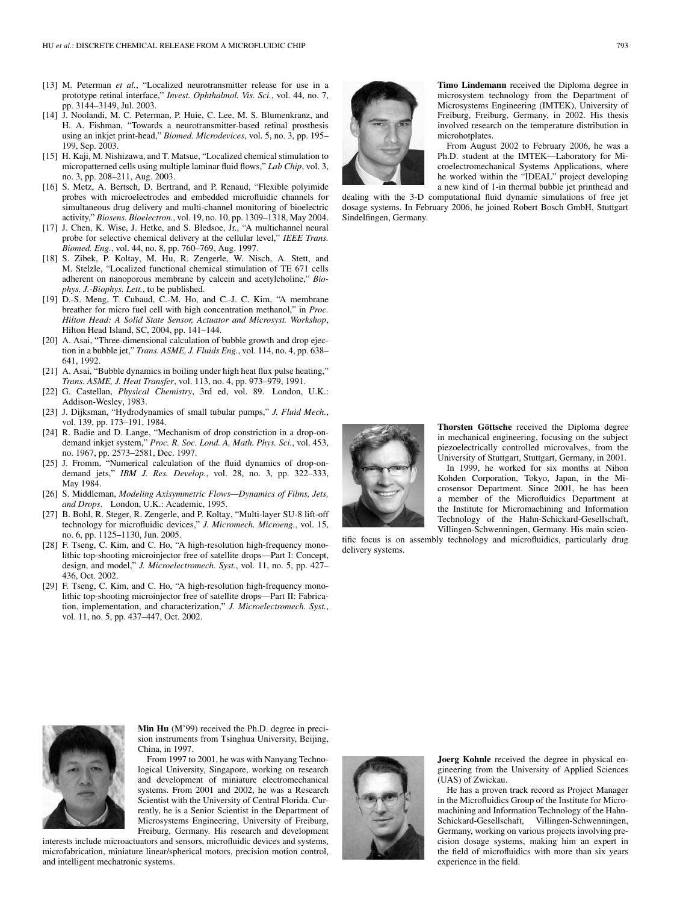[13] M. Peterman *et al.*, "Localized neurotransmitter release for use in a prototype retinal interface," *Invest. Ophthalmol. Vis. Sci.*, vol. 44, no. 7, pp. 3144–3149, Jul. 2003.

[14] J. Noolandi, M. C. Peterman, P. Huie, C. Lee, M. S. Blumenkranz, and H. A. Fishman, "Towards a neurotransmitter-based retinal prosthesis using an inkjet print-head," *Biomed. Microdevices*, vol. 5, no. 3, pp. 195–199, Sep. 2003.

[15] H. Kaji, M. Nishizawa, and T. Matsue, "Localized chemical stimulation to micropatterned cells using multiple laminar fluid flows," *Lab Chip*, vol. 3, no. 3, pp. 208–211, Aug. 2003.

[16] S. Metz, A. Bertsch, D. Bertrand, and P. Renaud, "Flexible polyimide probes with microelectrodes and embedded microfluidic channels for simultaneous drug delivery and multi-channel monitoring of bioelectric activity," *Biosens. Bioelectron.*, vol. 19, no. 10, pp. 1309–1318, May 2004.

[17] J. Chen, K. Wise, J. Hetke, and S. Bledsoe, Jr., "A multichannel neural probe for selective chemical delivery at the cellular level," *IEEE Trans. Biomed. Eng.*, vol. 44, no. 8, pp. 760–769, Aug. 1997.

[18] S. Zibek, P. Koltay, M. Hu, R. Zengerle, W. Nisch, A. Stett, and M. Stelzle, "Localized functional chemical stimulation of TE 671 cells adherent on nanoporous membrane by calcein and acetylcholine," *Biophys. J.-Biophys. Lett.*, to be published.

[19] D.-S. Meng, T. Cubaud, C.-M. Ho, and C.-J. C. Kim, "A membrane breather for micro fuel cell with high concentration methanol," in *Proc. Hilton Head: A Solid State Sensor, Actuator and Microsyst. Workshop*, Hilton Head Island, SC, 2004, pp. 141–144.

[20] A. Asai, "Three-dimensional calculation of bubble growth and drop ejection in a bubble jet," *Trans. ASME, J. Fluids Eng.*, vol. 114, no. 4, pp. 638–641, 1992.

[21] A. Asai, "Bubble dynamics in boiling under high heat flux pulse heating," *Trans. ASME, J. Heat Transfer*, vol. 113, no. 4, pp. 973–979, 1991.

[22] G. Castellan, *Physical Chemistry*, 3rd ed, vol. 89. London, U.K.: Addison-Wesley, 1983.

[23] J. Dijksman, "Hydrodynamics of small tubular pumps," *J. Fluid Mech.*, vol. 139, pp. 173–191, 1984.

[24] R. Badie and D. Lange, "Mechanism of drop constriction in a drop-on-demand inkjet system," *Proc. R. Soc. Lond. A, Math. Phys. Sci.*, vol. 453, no. 1967, pp. 2573–2581, Dec. 1997.

[25] J. Fromm, "Numerical calculation of the fluid dynamics of drop-on-demand jets," *IBM J. Res. Develop.*, vol. 28, no. 3, pp. 322–333, May 1984.

[26] S. Middleman, *Modeling Axisymmetric Flows—Dynamics of Films, Jets, and Drops*. London, U.K.: Academic, 1995.

[27] B. Bohl, R. Steger, R. Zengerle, and P. Koltay, "Multi-layer SU-8 lift-off technology for microfluidic devices," *J. Micromech. Microeng.*, vol. 15, no. 6, pp. 1125–1130, Jun. 2005.

[28] F. Tseng, C. Kim, and C. Ho, "A high-resolution high-frequency monolithic top-shooting microinjector free of satellite drops—Part I: Concept, design, and model," *J. Microelectromech. Syst.*, vol. 11, no. 5, pp. 427–436, Oct. 2002.

[29] F. Tseng, C. Kim, and C. Ho, "A high-resolution high-frequency monolithic top-shooting microinjector free of satellite drops—Part II: Fabrication, implementation, and characterization," *J. Microelectromech. Syst.*, vol. 11, no. 5, pp. 437–447, Oct. 2002.

**Min Hu** (M'99) received the Ph.D. degree in precision instruments from Tsinghua University, Beijing, China, in 1997.

From 1997 to 2001, he was with Nanyang Technological University, Singapore, working on research and development of miniature electromechanical systems. From 2001 and 2002, he was a Research Scientist with the University of Central Florida. Currently, he is a Senior Scientist in the Department of Microsystems Engineering, University of Freiburg, Freiburg, Germany. His research and development interests include microactuators and sensors, microfluidic devices and systems, microfabrication, miniature linear/spherical motors, precision motion control, and intelligent mechatronic systems.

**Timo Lindemann** received the Diploma degree in microsystem technology from the Department of Microsystems Engineering (IMTEK), University of Freiburg, Freiburg, Germany, in 2002. His thesis involved research on the temperature distribution in microhotplates.

From August 2002 to February 2006, he was a Ph.D. student at the IMTEK—Laboratory for Microelectromechanical Systems Applications, where he worked within the "IDEAL" project developing a new kind of 1-in thermal bubble jet printhead and dealing with the 3-D computational fluid dynamic simulations of free jet dosage systems. In February 2006, he joined Robert Bosch GmbH, Stuttgart Sindelfingen, Germany.

**Thorsten Göttsche** received the Diploma degree in mechanical engineering, focusing on the subject piezoelectrically controlled microvalves, from the University of Stuttgart, Stuttgart, Germany, in 2001.

In 1999, he worked for six months at Nihon Kohden Corporation, Tokyo, Japan, in the Microsensor Department. Since 2001, he has been a member of the Microfluidics Department at the Institute for Micromachining and Information Technology of the Hahn-Schickard-Gesellschaft, Villingen-Schwenningen, Germany. His main scientific focus is on assembly technology and microfluidics, particularly drug delivery systems.

**Joerg Kohnle** received the degree in physical engineering from the University of Applied Sciences (UAS) of Zwickau.

He has a proven track record as Project Manager in the Microfluidics Group of the Institute for Micromachining and Information Technology of the Hahn-Schickard-Gesellschaft, Villingen-Schwenningen, Germany, working on various projects involving precision dosage systems, making him an expert in the field of microfluidics with more than six years experience in the field.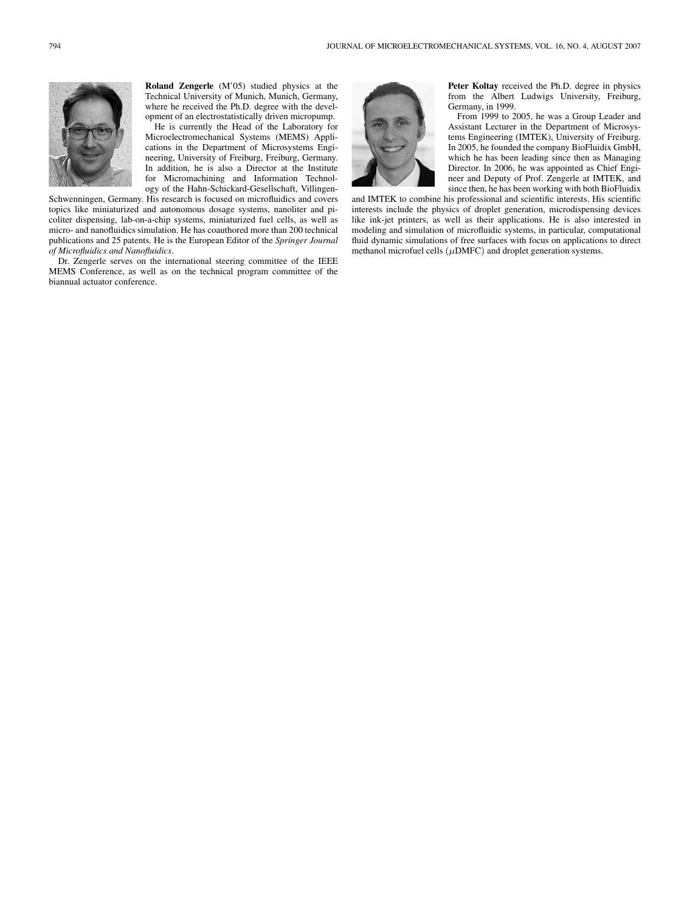**Roland Zengerle** (M'05) studied physics at the Technical University of Munich, Munich, Germany, where he received the Ph.D. degree with the development of an electrostatistically driven micropump.

He is currently the Head of the Laboratory for Microelectromechanical Systems (MEMS) Applications in the Department of Microsystems Engineering, University of Freiburg, Freiburg, Germany. In addition, he is also a Director at the Institute for Micromachining and Information Technology of the Hahn-Schickard-Gesellschaft, Villingen-Schwenningen, Germany. His research is focused on microfluidics and covers topics like miniaturized and autonomous dosage systems, nanoliter and picoliter dispensing, lab-on-a-chip systems, miniaturized fuel cells, as well as micro- and nanofluidics simulation. He has coauthored more than 200 technical publications and 25 patents. He is the European Editor of the *Springer Journal of Microfluidics and Nanofluidics*.

Dr. Zengerle serves on the international steering committee of the IEEE MEMS Conference, as well as on the technical program committee of the biannual actuator conference.

**Peter Koltay** received the Ph.D. degree in physics from the Albert Ludwigs University, Freiburg, Germany, in 1999.

From 1999 to 2005, he was a Group Leader and Assistant Lecturer in the Department of Microsystems Engineering (IMTEK), University of Freiburg. In 2005, he founded the company BioFluidix GmbH, which he has been leading since then as Managing Director. In 2006, he was appointed as Chief Engineer and Deputy of Prof. Zengerle at IMTEK, and since then, he has been working with both BioFluidix and IMTEK to combine his professional and scientific interests. His scientific interests include the physics of droplet generation, microdispensing devices like ink-jet printers, as well as their applications. He is also interested in modeling and simulation of microfluidic systems, in particular, computational fluid dynamic simulations of free surfaces with focus on applications to direct methanol microfuel cells ($\mu$DMFC) and droplet generation systems.